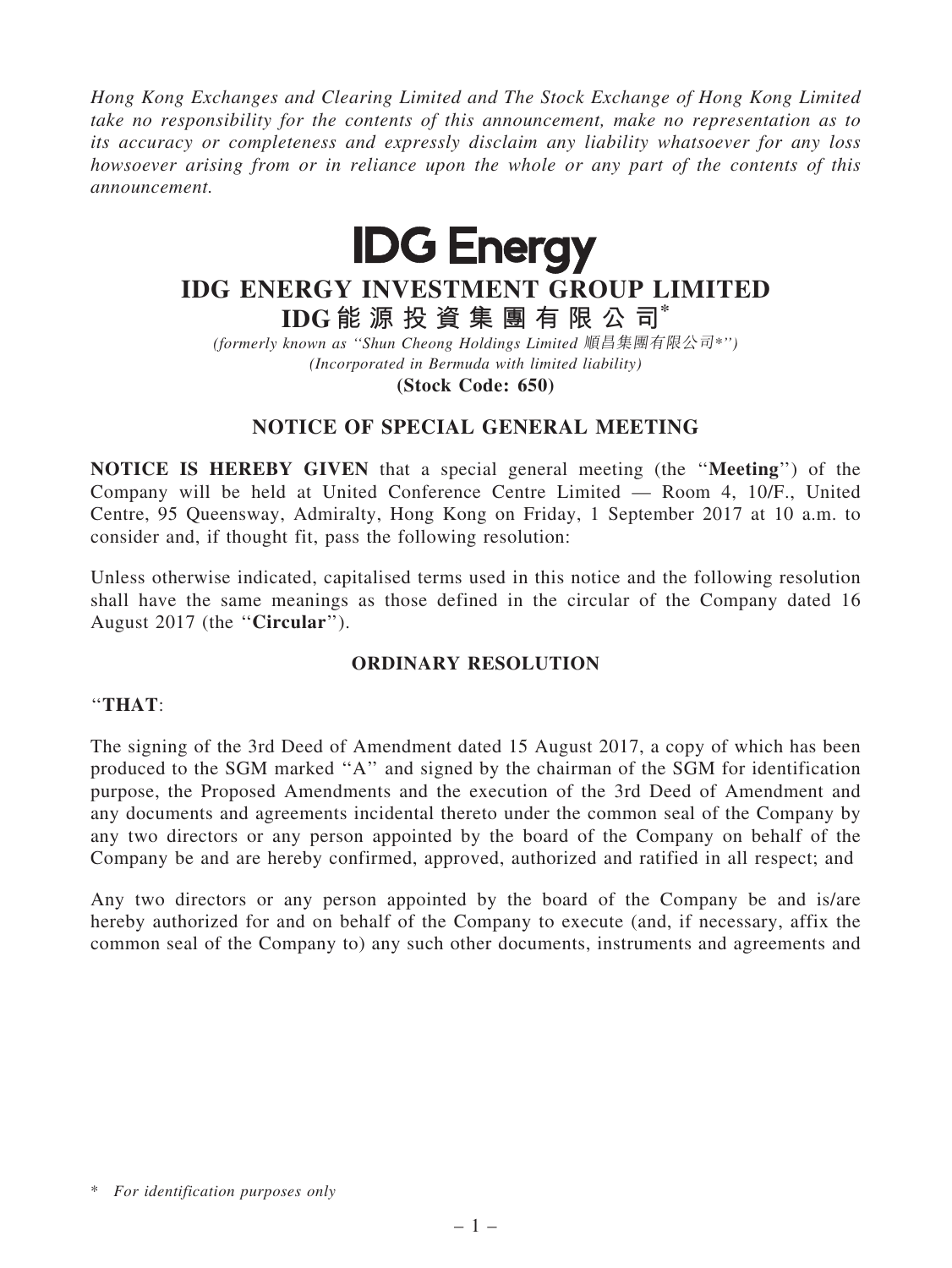*Hong Kong Exchanges and Clearing Limited and The Stock Exchange of Hong Kong Limited take no responsibility for the contents of this announcement, make no representation as to its accuracy or completeness and expressly disclaim any liability whatsoever for any loss howsoever arising from or in reliance upon the whole or any part of the contents of this announcement.*

**IDG Energy**

# IDG ENERGY INVESTMENT GROUP LIMITED

# IDG能源投資集團有限公司*

*(formerly known as "Shun Cheong Holdings Limited 順昌集團有限公司*")*

*(Incorporated in Bermuda with limited liability)*

**(Stock Code: 650)**

## NOTICE OF SPECIAL GENERAL MEETING

**NOTICE IS HEREBY GIVEN** that a special general meeting (the "**Meeting**") of the Company will be held at United Conference Centre Limited — Room 4, 10/F., United Centre, 95 Queensway, Admiralty, Hong Kong on Friday, 1 September 2017 at 10 a.m. to consider and, if thought fit, pass the following resolution:

Unless otherwise indicated, capitalised terms used in this notice and the following resolution shall have the same meanings as those defined in the circular of the Company dated 16 August 2017 (the "**Circular**").

### ORDINARY RESOLUTION

"**THAT**:

The signing of the 3rd Deed of Amendment dated 15 August 2017, a copy of which has been produced to the SGM marked "A" and signed by the chairman of the SGM for identification purpose, the Proposed Amendments and the execution of the 3rd Deed of Amendment and any documents and agreements incidental thereto under the common seal of the Company by any two directors or any person appointed by the board of the Company on behalf of the Company be and are hereby confirmed, approved, authorized and ratified in all respect; and

Any two directors or any person appointed by the board of the Company be and is/are hereby authorized for and on behalf of the Company to execute (and, if necessary, affix the common seal of the Company to) any such other documents, instruments and agreements and

\* *For identification purposes only*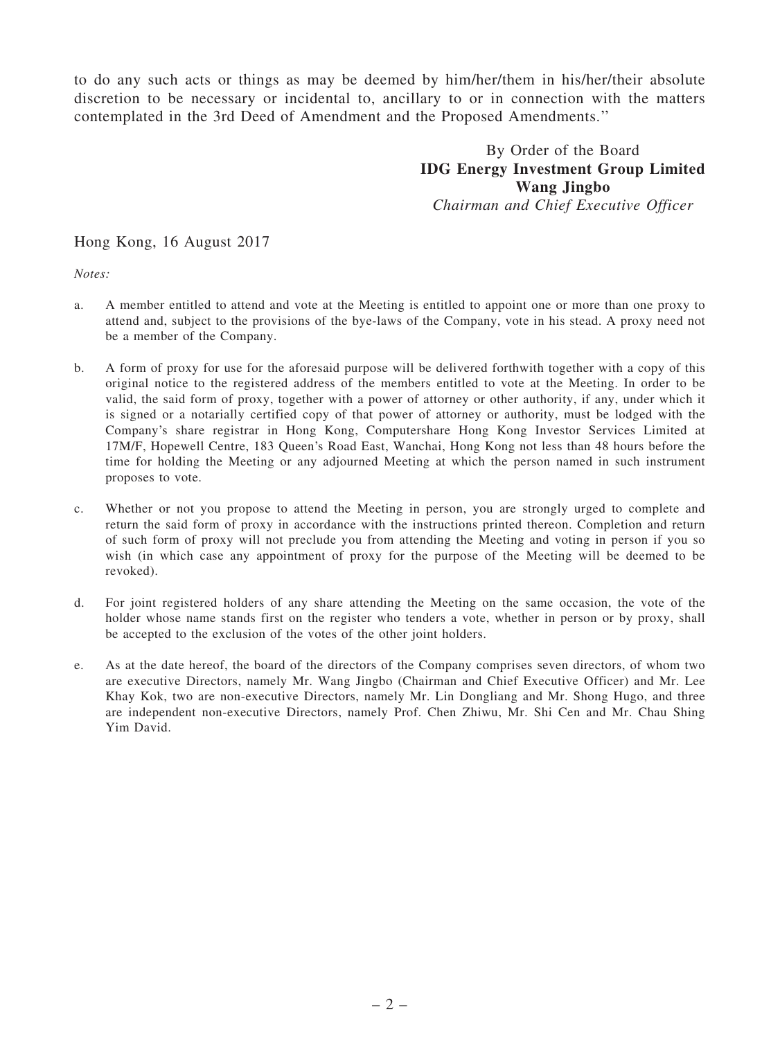to do any such acts or things as may be deemed by him/her/them in his/her/their absolute discretion to be necessary or incidental to, ancillary to or in connection with the matters contemplated in the 3rd Deed of Amendment and the Proposed Amendments."

By Order of the Board
**IDG Energy Investment Group Limited**
**Wang Jingbo**
*Chairman and Chief Executive Officer*

Hong Kong, 16 August 2017

*Notes:*

a. A member entitled to attend and vote at the Meeting is entitled to appoint one or more than one proxy to attend and, subject to the provisions of the bye-laws of the Company, vote in his stead. A proxy need not be a member of the Company.

b. A form of proxy for use for the aforesaid purpose will be delivered forthwith together with a copy of this original notice to the registered address of the members entitled to vote at the Meeting. In order to be valid, the said form of proxy, together with a power of attorney or other authority, if any, under which it is signed or a notarially certified copy of that power of attorney or authority, must be lodged with the Company's share registrar in Hong Kong, Computershare Hong Kong Investor Services Limited at 17M/F, Hopewell Centre, 183 Queen's Road East, Wanchai, Hong Kong not less than 48 hours before the time for holding the Meeting or any adjourned Meeting at which the person named in such instrument proposes to vote.

c. Whether or not you propose to attend the Meeting in person, you are strongly urged to complete and return the said form of proxy in accordance with the instructions printed thereon. Completion and return of such form of proxy will not preclude you from attending the Meeting and voting in person if you so wish (in which case any appointment of proxy for the purpose of the Meeting will be deemed to be revoked).

d. For joint registered holders of any share attending the Meeting on the same occasion, the vote of the holder whose name stands first on the register who tenders a vote, whether in person or by proxy, shall be accepted to the exclusion of the votes of the other joint holders.

e. As at the date hereof, the board of the directors of the Company comprises seven directors, of whom two are executive Directors, namely Mr. Wang Jingbo (Chairman and Chief Executive Officer) and Mr. Lee Khay Kok, two are non-executive Directors, namely Mr. Lin Dongliang and Mr. Shong Hugo, and three are independent non-executive Directors, namely Prof. Chen Zhiwu, Mr. Shi Cen and Mr. Chau Shing Yim David.